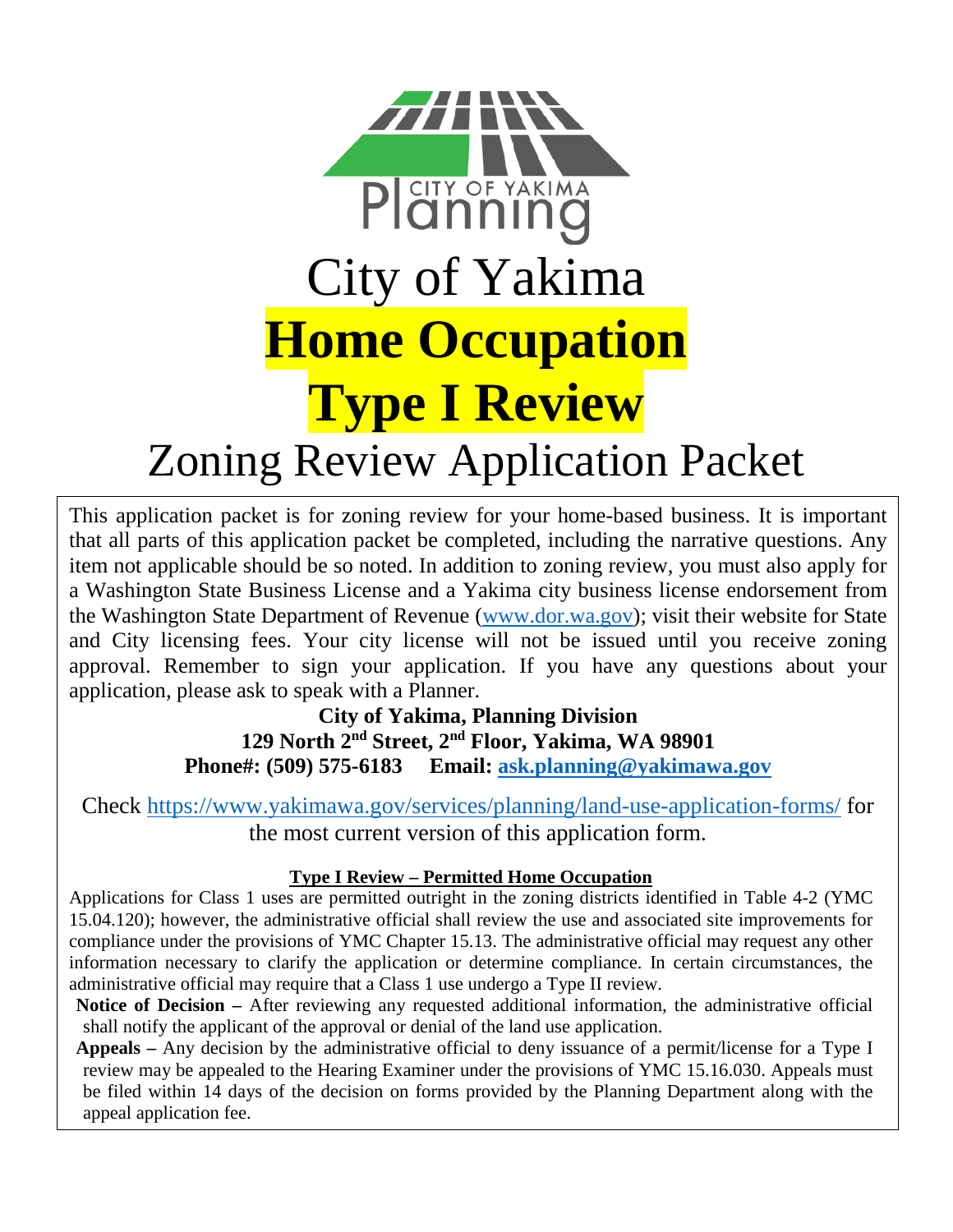CITY OF YAKIMA Planning

# City of Yakima

# **Home Occupation Type I Review**

## Zoning Review Application Packet

This application packet is for zoning review for your home-based business. It is important that all parts of this application packet be completed, including the narrative questions. Any item not applicable should be so noted. In addition to zoning review, you must also apply for a Washington State Business License and a Yakima city business license endorsement from the Washington State Department of Revenue (www.dor.wa.gov); visit their website for State and City licensing fees. Your city license will not be issued until you receive zoning approval. Remember to sign your application. If you have any questions about your application, please ask to speak with a Planner.

**City of Yakima, Planning Division**
**129 North 2nd Street, 2nd Floor, Yakima, WA 98901**
**Phone#: (509) 575-6183 Email: ask.planning@yakimawa.gov**

Check https://www.yakimawa.gov/services/planning/land-use-application-forms/ for the most current version of this application form.

**Type I Review – Permitted Home Occupation**

Applications for Class 1 uses are permitted outright in the zoning districts identified in Table 4-2 (YMC 15.04.120); however, the administrative official shall review the use and associated site improvements for compliance under the provisions of YMC Chapter 15.13. The administrative official may request any other information necessary to clarify the application or determine compliance. In certain circumstances, the administrative official may require that a Class 1 use undergo a Type II review.

**Notice of Decision –** After reviewing any requested additional information, the administrative official shall notify the applicant of the approval or denial of the land use application.

**Appeals –** Any decision by the administrative official to deny issuance of a permit/license for a Type I review may be appealed to the Hearing Examiner under the provisions of YMC 15.16.030. Appeals must be filed within 14 days of the decision on forms provided by the Planning Department along with the appeal application fee.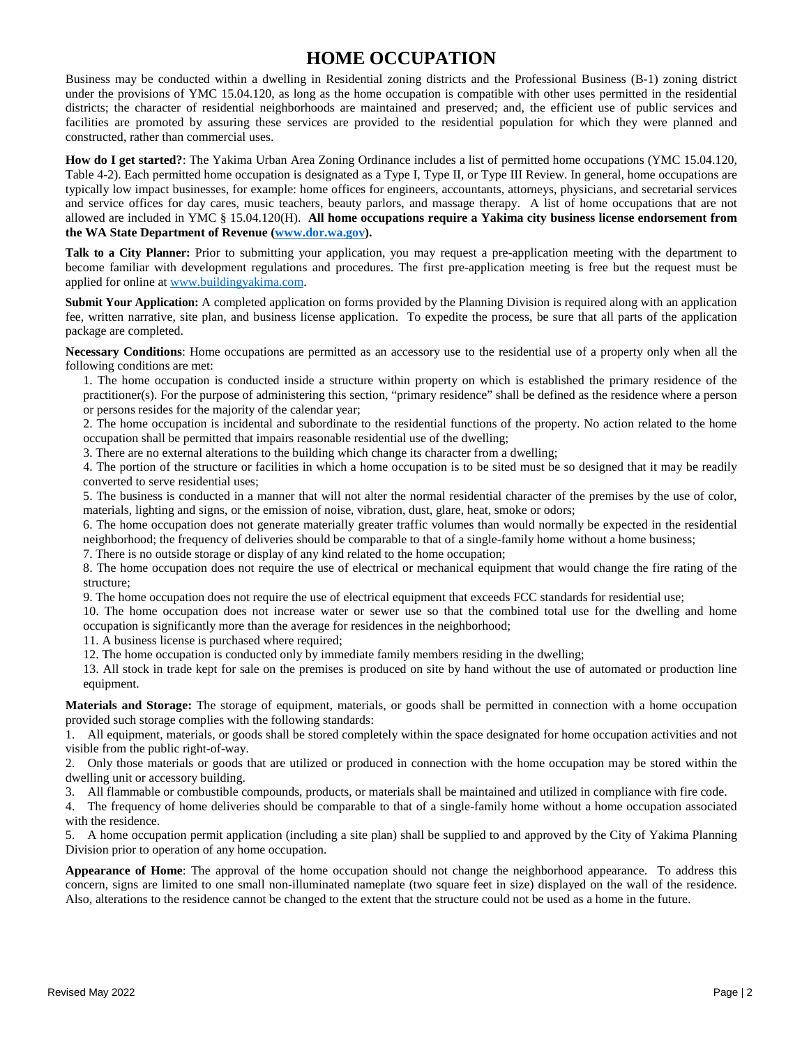# HOME OCCUPATION

Business may be conducted within a dwelling in Residential zoning districts and the Professional Business (B-1) zoning district under the provisions of YMC 15.04.120, as long as the home occupation is compatible with other uses permitted in the residential districts; the character of residential neighborhoods are maintained and preserved; and, the efficient use of public services and facilities are promoted by assuring these services are provided to the residential population for which they were planned and constructed, rather than commercial uses.

**How do I get started?**: The Yakima Urban Area Zoning Ordinance includes a list of permitted home occupations (YMC 15.04.120, Table 4-2). Each permitted home occupation is designated as a Type I, Type II, or Type III Review. In general, home occupations are typically low impact businesses, for example: home offices for engineers, accountants, attorneys, physicians, and secretarial services and service offices for day cares, music teachers, beauty parlors, and massage therapy. A list of home occupations that are not allowed are included in YMC § 15.04.120(H). **All home occupations require a Yakima city business license endorsement from the WA State Department of Revenue ([www.dor.wa.gov](www.dor.wa.gov)).**

**Talk to a City Planner:** Prior to submitting your application, you may request a pre-application meeting with the department to become familiar with development regulations and procedures. The first pre-application meeting is free but the request must be applied for online at [www.buildingyakima.com](www.buildingyakima.com).

**Submit Your Application:** A completed application on forms provided by the Planning Division is required along with an application fee, written narrative, site plan, and business license application. To expedite the process, be sure that all parts of the application package are completed.

**Necessary Conditions**: Home occupations are permitted as an accessory use to the residential use of a property only when all the following conditions are met:

1. The home occupation is conducted inside a structure within property on which is established the primary residence of the practitioner(s). For the purpose of administering this section, "primary residence" shall be defined as the residence where a person or persons resides for the majority of the calendar year;
2. The home occupation is incidental and subordinate to the residential functions of the property. No action related to the home occupation shall be permitted that impairs reasonable residential use of the dwelling;
3. There are no external alterations to the building which change its character from a dwelling;
4. The portion of the structure or facilities in which a home occupation is to be sited must be so designed that it may be readily converted to serve residential uses;
5. The business is conducted in a manner that will not alter the normal residential character of the premises by the use of color, materials, lighting and signs, or the emission of noise, vibration, dust, glare, heat, smoke or odors;
6. The home occupation does not generate materially greater traffic volumes than would normally be expected in the residential neighborhood; the frequency of deliveries should be comparable to that of a single-family home without a home business;
7. There is no outside storage or display of any kind related to the home occupation;
8. The home occupation does not require the use of electrical or mechanical equipment that would change the fire rating of the structure;
9. The home occupation does not require the use of electrical equipment that exceeds FCC standards for residential use;
10. The home occupation does not increase water or sewer use so that the combined total use for the dwelling and home occupation is significantly more than the average for residences in the neighborhood;
11. A business license is purchased where required;
12. The home occupation is conducted only by immediate family members residing in the dwelling;
13. All stock in trade kept for sale on the premises is produced on site by hand without the use of automated or production line equipment.

**Materials and Storage:** The storage of equipment, materials, or goods shall be permitted in connection with a home occupation provided such storage complies with the following standards:

1. All equipment, materials, or goods shall be stored completely within the space designated for home occupation activities and not visible from the public right-of-way.
2. Only those materials or goods that are utilized or produced in connection with the home occupation may be stored within the dwelling unit or accessory building.
3. All flammable or combustible compounds, products, or materials shall be maintained and utilized in compliance with fire code.
4. The frequency of home deliveries should be comparable to that of a single-family home without a home occupation associated with the residence.
5. A home occupation permit application (including a site plan) shall be supplied to and approved by the City of Yakima Planning Division prior to operation of any home occupation.

**Appearance of Home**: The approval of the home occupation should not change the neighborhood appearance. To address this concern, signs are limited to one small non-illuminated nameplate (two square feet in size) displayed on the wall of the residence. Also, alterations to the residence cannot be changed to the extent that the structure could not be used as a home in the future.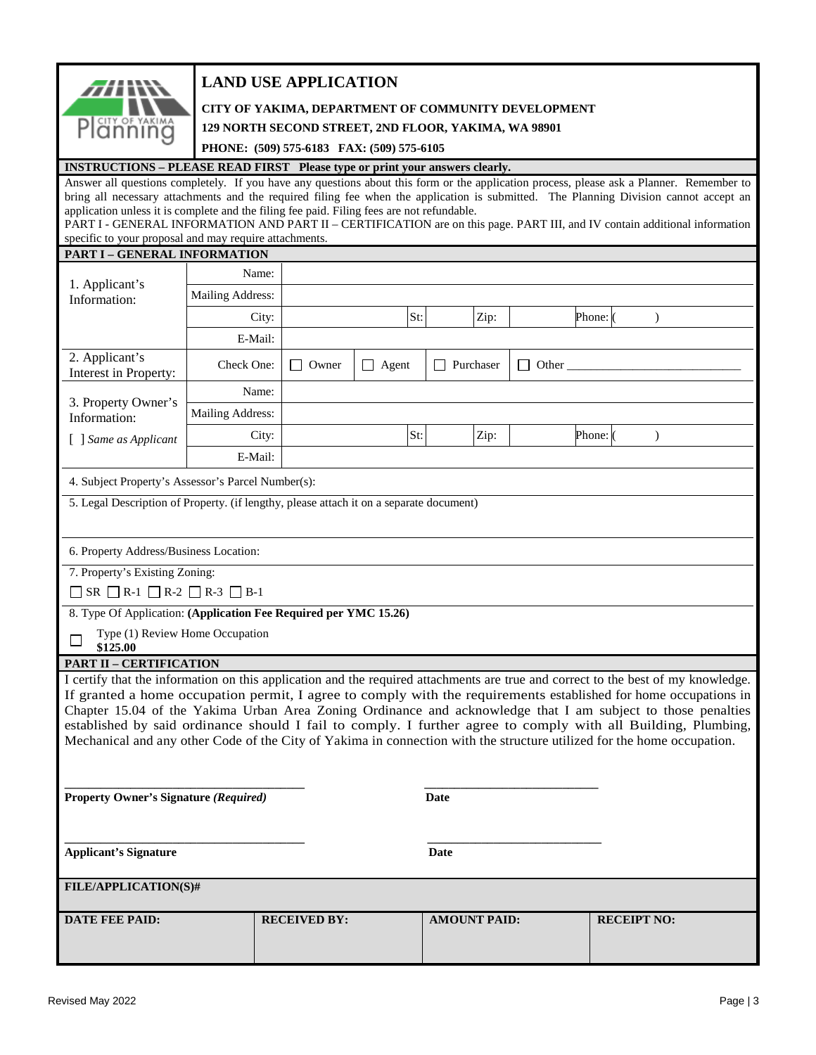# LAND USE APPLICATION

**CITY OF YAKIMA, DEPARTMENT OF COMMUNITY DEVELOPMENT**

**129 NORTH SECOND STREET, 2ND FLOOR, YAKIMA, WA 98901**

**PHONE: (509) 575-6183 FAX: (509) 575-6105**

**INSTRUCTIONS – PLEASE READ FIRST Please type or print your answers clearly.**

Answer all questions completely. If you have any questions about this form or the application process, please ask a Planner. Remember to bring all necessary attachments and the required filing fee when the application is submitted. The Planning Division cannot accept an application unless it is complete and the filing fee paid. Filing fees are not refundable.

PART I - GENERAL INFORMATION AND PART II – CERTIFICATION are on this page. PART III, and IV contain additional information specific to your proposal and may require attachments.

**PART I – GENERAL INFORMATION**

| | | | | | | | |
|---|---|---|---|---|---|---|---|
| 1. Applicant's Information: | Name: | | | | | | |
| | Mailing Address: | | | | | | |
| | City: | | St: | | Zip: | | Phone: ( ) |
| | E-Mail: | | | | | | |
| 2. Applicant's Interest in Property: | Check One: | ☐ Owner | ☐ Agent | ☐ Purchaser | ☐ Other ____________ | | |
| 3. Property Owner's Information: | Name: | | | | | | |
| | Mailing Address: | | | | | | |
| [ ] *Same as Applicant* | City: | | St: | | Zip: | | Phone: ( ) |
| | E-Mail: | | | | | | |

4. Subject Property's Assessor's Parcel Number(s):

5. Legal Description of Property. (if lengthy, please attach it on a separate document)

6. Property Address/Business Location:

7. Property's Existing Zoning:

☐ SR ☐ R-1 ☐ R-2 ☐ R-3 ☐ B-1

8. Type Of Application: **(Application Fee Required per YMC 15.26)**

☐ Type (1) Review Home Occupation **$125.00**

**PART II – CERTIFICATION**

I certify that the information on this application and the required attachments are true and correct to the best of my knowledge. If granted a home occupation permit, I agree to comply with the requirements established for home occupations in Chapter 15.04 of the Yakima Urban Area Zoning Ordinance and acknowledge that I am subject to those penalties established by said ordinance should I fail to comply. I further agree to comply with all Building, Plumbing, Mechanical and any other Code of the City of Yakima in connection with the structure utilized for the home occupation.

_______________________________ _______________________

**Property Owner's Signature *(Required)*** **Date**

_______________________________ _______________________

**Applicant's Signature** **Date**

**FILE/APPLICATION(S)#**

| DATE FEE PAID: | RECEIVED BY: | AMOUNT PAID: | RECEIPT NO: |
|---|---|---|---|
| | | | |

Revised May 2022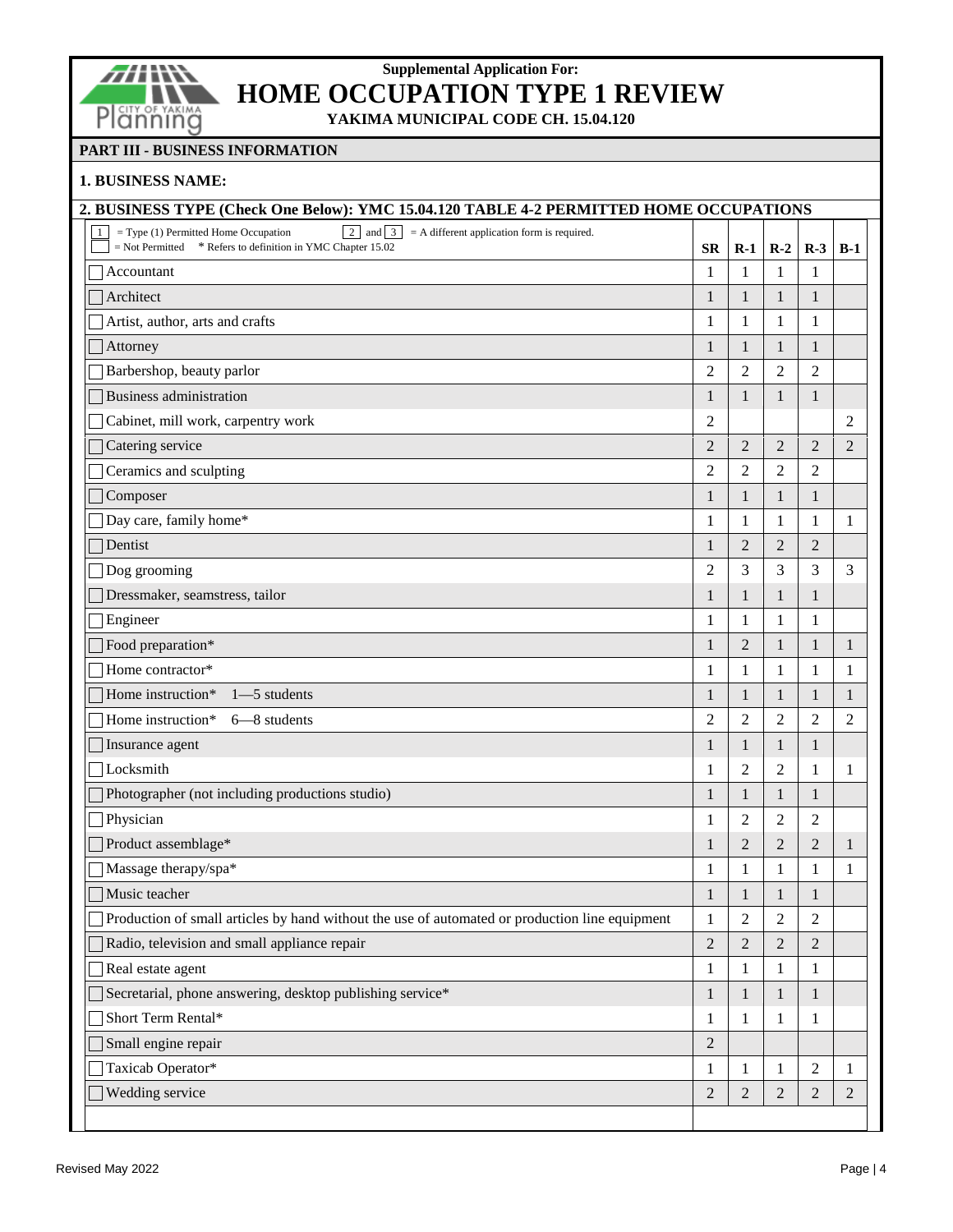Supplemental Application For:

# HOME OCCUPATION TYPE 1 REVIEW

**YAKIMA MUNICIPAL CODE CH. 15.04.120**

## PART III - BUSINESS INFORMATION

**1. BUSINESS NAME:**

**2. BUSINESS TYPE (Check One Below): YMC 15.04.120 TABLE 4-2 PERMITTED HOME OCCUPATIONS**

1 = Type (1) Permitted Home Occupation; 2 and 3 = A different application form is required.
(blank) = Not Permitted; * Refers to definition in YMC Chapter 15.02

| | SR | R-1 | R-2 | R-3 | B-1 |
|---|---|---|---|---|---|
| ☐ Accountant | 1 | 1 | 1 | 1 | |
| ☐ Architect | 1 | 1 | 1 | 1 | |
| ☐ Artist, author, arts and crafts | 1 | 1 | 1 | 1 | |
| ☐ Attorney | 1 | 1 | 1 | 1 | |
| ☐ Barbershop, beauty parlor | 2 | 2 | 2 | 2 | |
| ☐ Business administration | 1 | 1 | 1 | 1 | |
| ☐ Cabinet, mill work, carpentry work | 2 | | | | 2 |
| ☐ Catering service | 2 | 2 | 2 | 2 | 2 |
| ☐ Ceramics and sculpting | 2 | 2 | 2 | 2 | |
| ☐ Composer | 1 | 1 | 1 | 1 | |
| ☐ Day care, family home* | 1 | 1 | 1 | 1 | 1 |
| ☐ Dentist | 1 | 2 | 2 | 2 | |
| ☐ Dog grooming | 2 | 3 | 3 | 3 | 3 |
| ☐ Dressmaker, seamstress, tailor | 1 | 1 | 1 | 1 | |
| ☐ Engineer | 1 | 1 | 1 | 1 | |
| ☐ Food preparation* | 1 | 2 | 1 | 1 | 1 |
| ☐ Home contractor* | 1 | 1 | 1 | 1 | 1 |
| ☐ Home instruction* 1—5 students | 1 | 1 | 1 | 1 | 1 |
| ☐ Home instruction* 6—8 students | 2 | 2 | 2 | 2 | 2 |
| ☐ Insurance agent | 1 | 1 | 1 | 1 | |
| ☐ Locksmith | 1 | 2 | 2 | 1 | 1 |
| ☐ Photographer (not including productions studio) | 1 | 1 | 1 | 1 | |
| ☐ Physician | 1 | 2 | 2 | 2 | |
| ☐ Product assemblage* | 1 | 2 | 2 | 2 | 1 |
| ☐ Massage therapy/spa* | 1 | 1 | 1 | 1 | 1 |
| ☐ Music teacher | 1 | 1 | 1 | 1 | |
| ☐ Production of small articles by hand without the use of automated or production line equipment | 1 | 2 | 2 | 2 | |
| ☐ Radio, television and small appliance repair | 2 | 2 | 2 | 2 | |
| ☐ Real estate agent | 1 | 1 | 1 | 1 | |
| ☐ Secretarial, phone answering, desktop publishing service* | 1 | 1 | 1 | 1 | |
| ☐ Short Term Rental* | 1 | 1 | 1 | 1 | |
| ☐ Small engine repair | 2 | | | | |
| ☐ Taxicab Operator* | 1 | 1 | 1 | 2 | 1 |
| ☐ Wedding service | 2 | 2 | 2 | 2 | 2 |

Revised May 2022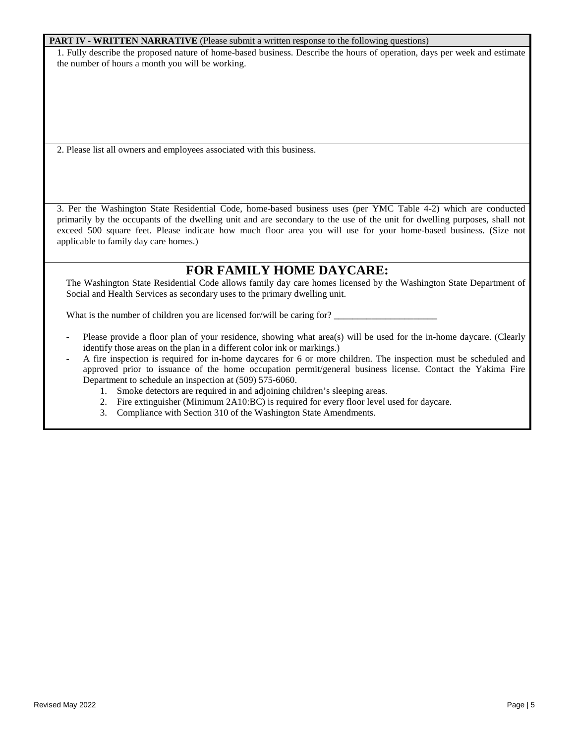**PART IV - WRITTEN NARRATIVE** (Please submit a written response to the following questions)

1. Fully describe the proposed nature of home-based business. Describe the hours of operation, days per week and estimate the number of hours a month you will be working.

2. Please list all owners and employees associated with this business.

3. Per the Washington State Residential Code, home-based business uses (per YMC Table 4-2) which are conducted primarily by the occupants of the dwelling unit and are secondary to the use of the unit for dwelling purposes, shall not exceed 500 square feet. Please indicate how much floor area you will use for your home-based business. (Size not applicable to family day care homes.)

## FOR FAMILY HOME DAYCARE:

The Washington State Residential Code allows family day care homes licensed by the Washington State Department of Social and Health Services as secondary uses to the primary dwelling unit.

What is the number of children you are licensed for/will be caring for? ______________________

- Please provide a floor plan of your residence, showing what area(s) will be used for the in-home daycare. (Clearly identify those areas on the plan in a different color ink or markings.)
- A fire inspection is required for in-home daycares for 6 or more children. The inspection must be scheduled and approved prior to issuance of the home occupation permit/general business license. Contact the Yakima Fire Department to schedule an inspection at (509) 575-6060.
    1. Smoke detectors are required in and adjoining children's sleeping areas.
    2. Fire extinguisher (Minimum 2A10:BC) is required for every floor level used for daycare.
    3. Compliance with Section 310 of the Washington State Amendments.

Revised May 2022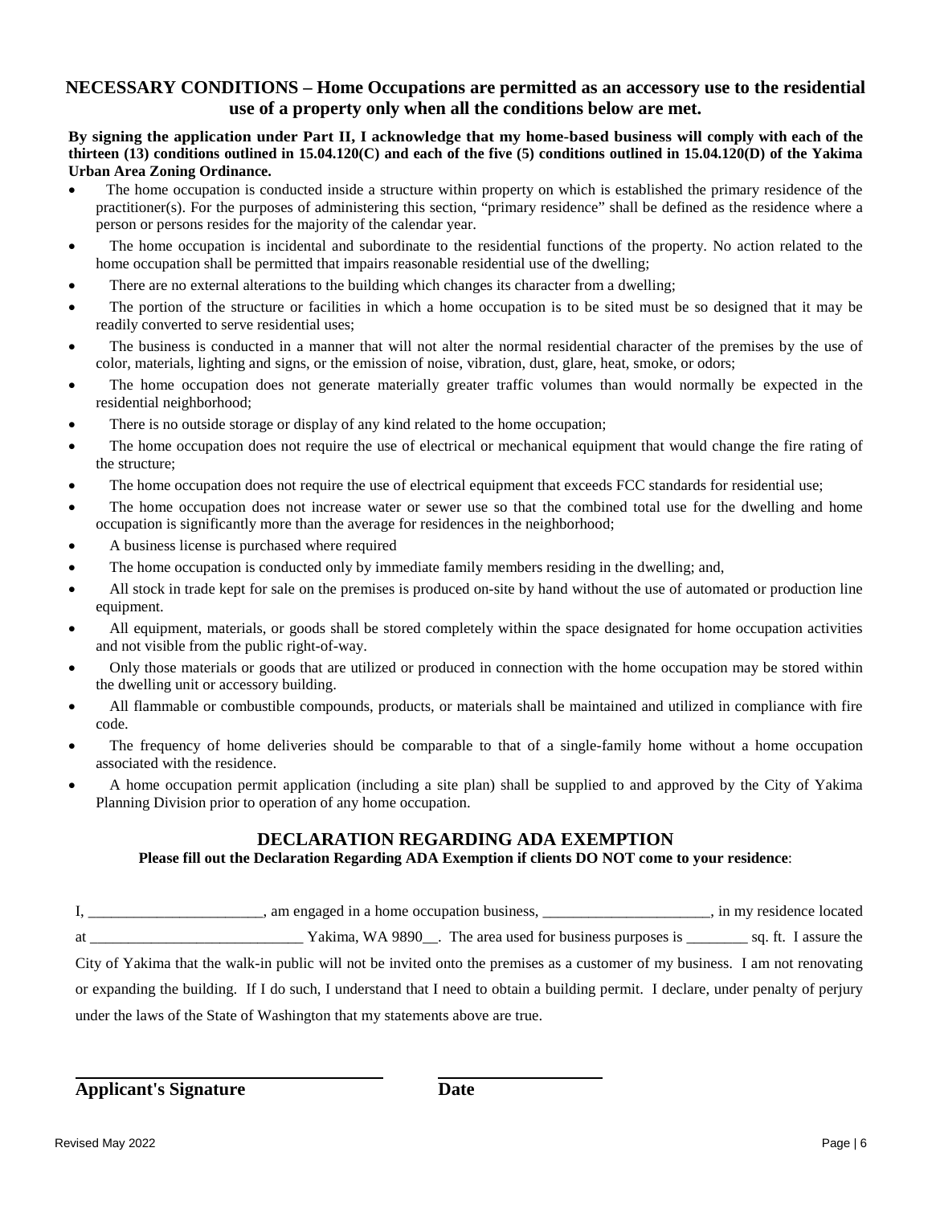## NECESSARY CONDITIONS – Home Occupations are permitted as an accessory use to the residential use of a property only when all the conditions below are met.

**By signing the application under Part II, I acknowledge that my home-based business will comply with each of the thirteen (13) conditions outlined in 15.04.120(C) and each of the five (5) conditions outlined in 15.04.120(D) of the Yakima Urban Area Zoning Ordinance.**

- The home occupation is conducted inside a structure within property on which is established the primary residence of the practitioner(s). For the purposes of administering this section, "primary residence" shall be defined as the residence where a person or persons resides for the majority of the calendar year.
- The home occupation is incidental and subordinate to the residential functions of the property. No action related to the home occupation shall be permitted that impairs reasonable residential use of the dwelling;
- There are no external alterations to the building which changes its character from a dwelling;
- The portion of the structure or facilities in which a home occupation is to be sited must be so designed that it may be readily converted to serve residential uses;
- The business is conducted in a manner that will not alter the normal residential character of the premises by the use of color, materials, lighting and signs, or the emission of noise, vibration, dust, glare, heat, smoke, or odors;
- The home occupation does not generate materially greater traffic volumes than would normally be expected in the residential neighborhood;
- There is no outside storage or display of any kind related to the home occupation;
- The home occupation does not require the use of electrical or mechanical equipment that would change the fire rating of the structure;
- The home occupation does not require the use of electrical equipment that exceeds FCC standards for residential use;
- The home occupation does not increase water or sewer use so that the combined total use for the dwelling and home occupation is significantly more than the average for residences in the neighborhood;
- A business license is purchased where required
- The home occupation is conducted only by immediate family members residing in the dwelling; and,
- All stock in trade kept for sale on the premises is produced on-site by hand without the use of automated or production line equipment.
- All equipment, materials, or goods shall be stored completely within the space designated for home occupation activities and not visible from the public right-of-way.
- Only those materials or goods that are utilized or produced in connection with the home occupation may be stored within the dwelling unit or accessory building.
- All flammable or combustible compounds, products, or materials shall be maintained and utilized in compliance with fire code.
- The frequency of home deliveries should be comparable to that of a single-family home without a home occupation associated with the residence.
- A home occupation permit application (including a site plan) shall be supplied to and approved by the City of Yakima Planning Division prior to operation of any home occupation.

## DECLARATION REGARDING ADA EXEMPTION

**Please fill out the Declaration Regarding ADA Exemption if clients DO NOT come to your residence**:

I, ______________________, am engaged in a home occupation business, ______________________, in my residence located at ____________________________ Yakima, WA 9890__. The area used for business purposes is ________ sq. ft. I assure the City of Yakima that the walk-in public will not be invited onto the premises as a customer of my business. I am not renovating or expanding the building. If I do such, I understand that I need to obtain a building permit. I declare, under penalty of perjury under the laws of the State of Washington that my statements above are true.

______________________________ ________________

**Applicant's Signature** **Date**

Revised May 2022